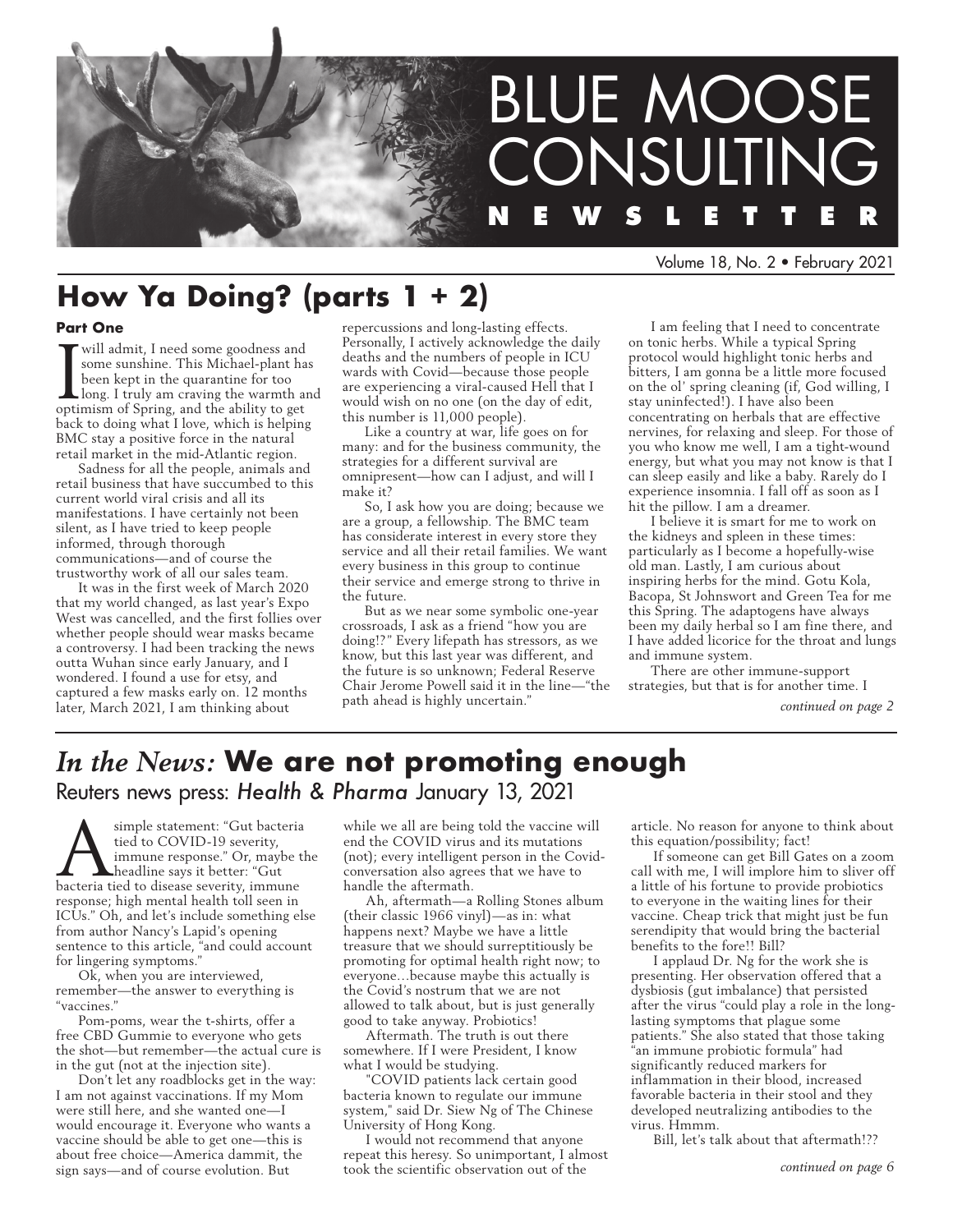# BLUE MOOSE CONSULTING NEWSLETTER

Volume 18, No. 2 • February 2021

## How Ya Doing? (parts 1 + 2)

**Part One**

I will admit, I need some goodness and some sunshine. This Michael-plant has been kept in the quarantine for too long. I truly am craving the warmth and optimism of Spring, and the ability to get back to doing what I love, which is helping BMC stay a positive force in the natural retail market in the mid-Atlantic region.

Sadness for all the people, animals and retail business that have succumbed to this current world viral crisis and all its manifestations. I have certainly not been silent, as I have tried to keep people informed, through thorough communications—and of course the trustworthy work of all our sales team.

It was in the first week of March 2020 that my world changed, as last year's Expo West was cancelled, and the first follies over whether people should wear masks became a controversy. I had been tracking the news outta Wuhan since early January, and I wondered. I found a use for etsy, and captured a few masks early on. 12 months later, March 2021, I am thinking about repercussions and long-lasting effects. Personally, I actively acknowledge the daily deaths and the numbers of people in ICU wards with Covid—because those people are experiencing a viral-caused Hell that I would wish on no one (on the day of edit, this number is 11,000 people).

Like a country at war, life goes on for many: and for the business community, the strategies for a different survival are omnipresent—how can I adjust, and will I make it?

So, I ask how you are doing; because we are a group, a fellowship. The BMC team has considerate interest in every store they service and all their retail families. We want every business in this group to continue their service and emerge strong to thrive in the future.

But as we near some symbolic one-year crossroads, I ask as a friend "how you are doing!?" Every lifepath has stressors, as we know, but this last year was different, and the future is so unknown; Federal Reserve Chair Jerome Powell said it in the line—"the path ahead is highly uncertain."

I am feeling that I need to concentrate on tonic herbs. While a typical Spring protocol would highlight tonic herbs and bitters, I am gonna be a little more focused on the ol' spring cleaning (if, God willing, I stay uninfected!). I have also been concentrating on herbals that are effective nervines, for relaxing and sleep. For those of you who know me well, I am a tight-wound energy, but what you may not know is that I can sleep easily and like a baby. Rarely do I experience insomnia. I fall off as soon as I hit the pillow. I am a dreamer.

I believe it is smart for me to work on the kidneys and spleen in these times: particularly as I become a hopefully-wise old man. Lastly, I am curious about inspiring herbs for the mind. Gotu Kola, Bacopa, St Johnswort and Green Tea for me this Spring. The adaptogens have always been my daily herbal so I am fine there, and I have added licorice for the throat and lungs and immune system.

There are other immune-support strategies, but that is for another time. I

*continued on page 2*

## *In the News:* We are not promoting enough

Reuters news press: *Health & Pharma* January 13, 2021

A simple statement: "Gut bacteria tied to COVID-19 severity, immune response." Or, maybe the headline says it better: "Gut bacteria tied to disease severity, immune response; high mental health toll seen in ICUs." Oh, and let's include something else from author Nancy's Lapid's opening sentence to this article, "and could account for lingering symptoms."

Ok, when you are interviewed, remember—the answer to everything is "vaccines."

Pom-poms, wear the t-shirts, offer a free CBD Gummie to everyone who gets the shot—but remember—the actual cure is in the gut (not at the injection site).

Don't let any roadblocks get in the way: I am not against vaccinations. If my Mom were still here, and she wanted one—I would encourage it. Everyone who wants a vaccine should be able to get one—this is about free choice—America dammit, the sign says—and of course evolution. But while we all are being told the vaccine will end the COVID virus and its mutations (not); every intelligent person in the Covid-conversation also agrees that we have to handle the aftermath.

Ah, aftermath—a Rolling Stones album (their classic 1966 vinyl)—as in: what happens next? Maybe we have a little treasure that we should surreptitiously be promoting for optimal health right now; to everyone…because maybe this actually is the Covid's nostrum that we are not allowed to talk about, but is just generally good to take anyway. Probiotics!

Aftermath. The truth is out there somewhere. If I were President, I know what I would be studying.

"COVID patients lack certain good bacteria known to regulate our immune system," said Dr. Siew Ng of The Chinese University of Hong Kong.

I would not recommend that anyone repeat this heresy. So unimportant, I almost took the scientific observation out of the article. No reason for anyone to think about this equation/possibility; fact!

If someone can get Bill Gates on a zoom call with me, I will implore him to sliver off a little of his fortune to provide probiotics to everyone in the waiting lines for their vaccine. Cheap trick that might just be fun serendipity that would bring the bacterial benefits to the fore!! Bill?

I applaud Dr. Ng for the work she is presenting. Her observation offered that a dysbiosis (gut imbalance) that persisted after the virus "could play a role in the long-lasting symptoms that plague some patients." She also stated that those taking "an immune probiotic formula" had significantly reduced markers for inflammation in their blood, increased favorable bacteria in their stool and they developed neutralizing antibodies to the virus. Hmmm.

Bill, let's talk about that aftermath!??

*continued on page 6*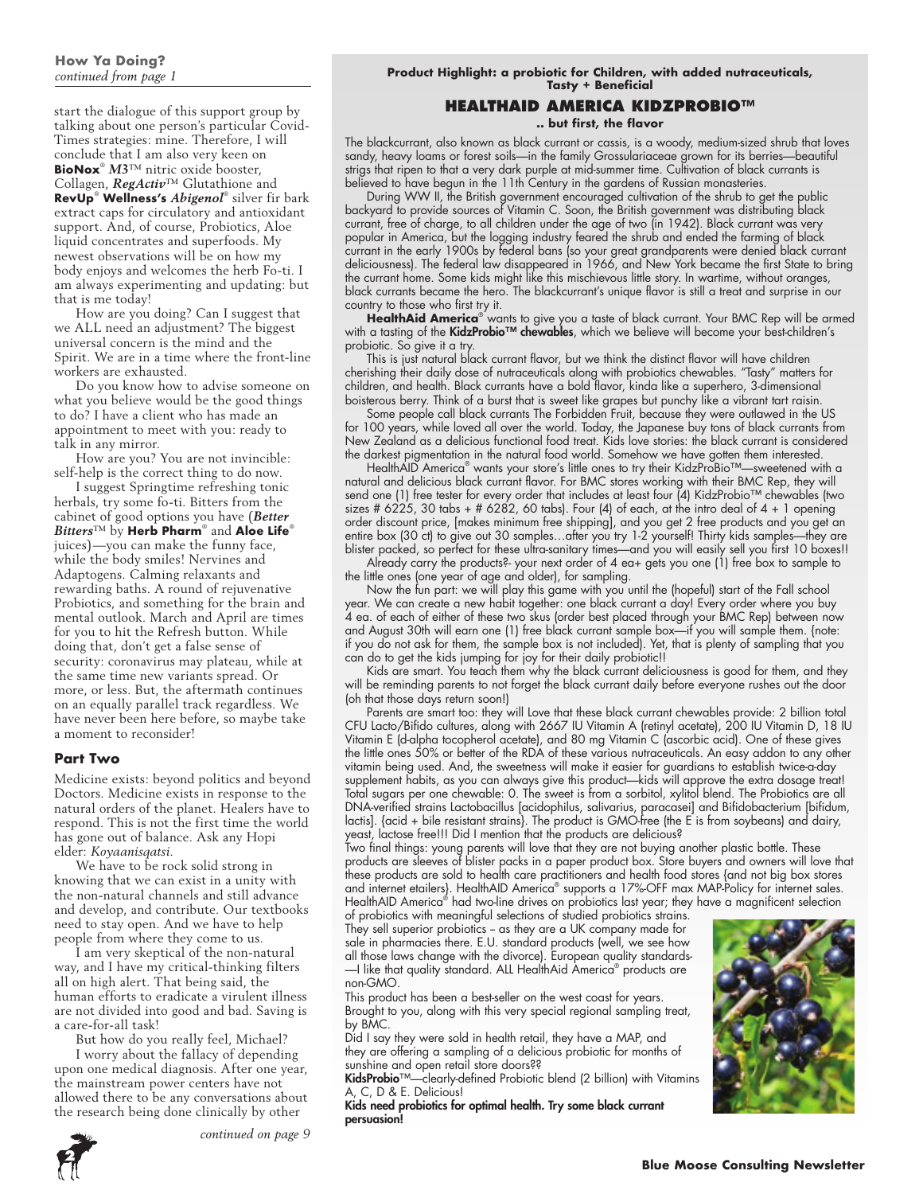**How Ya Doing?**
*continued from page 1*

start the dialogue of this support group by talking about one person's particular Covid-Times strategies: mine. Therefore, I will conclude that I am also very keen on **BioNox**® *M3*™ nitric oxide booster, Collagen, ***RegActiv***™ Glutathione and **RevUp**® **Wellness's** ***Abigenol***® silver fir bark extract caps for circulatory and antioxidant support. And, of course, Probiotics, Aloe liquid concentrates and superfoods. My newest observations will be on how my body enjoys and welcomes the herb Fo-ti. I am always experimenting and updating: but that is me today!

How are you doing? Can I suggest that we ALL need an adjustment? The biggest universal concern is the mind and the Spirit. We are in a time where the front-line workers are exhausted.

Do you know how to advise someone on what you believe would be the good things to do? I have a client who has made an appointment to meet with you: ready to talk in any mirror.

How are you? You are not invincible: self-help is the correct thing to do now.

I suggest Springtime refreshing tonic herbals, try some fo-ti. Bitters from the cabinet of good options you have (***Better Bitters***™ by **Herb Pharm**® and **Aloe Life**® juices)—you can make the funny face, while the body smiles! Nervines and Adaptogens. Calming relaxants and rewarding baths. A round of rejuvenative Probiotics, and something for the brain and mental outlook. March and April are times for you to hit the Refresh button. While doing that, don't get a false sense of security: coronavirus may plateau, while at the same time new variants spread. Or more, or less. But, the aftermath continues on an equally parallel track regardless. We have never been here before, so maybe take a moment to reconsider!

### Part Two

Medicine exists: beyond politics and beyond Doctors. Medicine exists in response to the natural orders of the planet. Healers have to respond. This is not the first time the world has gone out of balance. Ask any Hopi elder: *Koyaanisqatsi.*

We have to be rock solid strong in knowing that we can exist in a unity with the non-natural channels and still advance and develop, and contribute. Our textbooks need to stay open. And we have to help people from where they come to us.

I am very skeptical of the non-natural way, and I have my critical-thinking filters all on high alert. That being said, the human efforts to eradicate a virulent illness are not divided into good and bad. Saving is a care-for-all task!

But how do you really feel, Michael?

I worry about the fallacy of depending upon one medical diagnosis. After one year, the mainstream power centers have not allowed there to be any conversations about the research being done clinically by other

*continued on page 9*

**Product Highlight: a probiotic for Children, with added nutraceuticals, Tasty + Beneficial**

## HEALTHAID AMERICA KIDZPROBIO™

**.. but first, the flavor**

The blackcurrant, also known as black currant or cassis, is a woody, medium-sized shrub that loves sandy, heavy loams or forest soils—in the family Grossulariaceae grown for its berries—beautiful strigs that ripen to that a very dark purple at mid-summer time. Cultivation of black currants is believed to have begun in the 11th Century in the gardens of Russian monasteries.

During WW II, the British government encouraged cultivation of the shrub to get the public backyard to provide sources of Vitamin C. Soon, the British government was distributing black currant, free of charge, to all children under the age of two (in 1942). Black currant was very popular in America, but the logging industry feared the shrub and ended the farming of black currant in the early 1900s by federal bans (so your great grandparents were denied black currant deliciousness). The federal law disappeared in 1966, and New York became the first State to bring the currant home. Some kids might like this mischievous little story. In wartime, without oranges, black currants became the hero. The blackcurrant's unique flavor is still a treat and surprise in our country to those who first try it.

**HealthAid America**® wants to give you a taste of black currant. Your BMC Rep will be armed with a tasting of the **KidzProbio™ chewables**, which we believe will become your best-children's probiotic. So give it a try.

This is just natural black currant flavor, but we think the distinct flavor will have children cherishing their daily dose of nutraceuticals along with probiotics chewables. "Tasty" matters for children, and health. Black currants have a bold flavor, kinda like a superhero, 3-dimensional boisterous berry. Think of a burst that is sweet like grapes but punchy like a vibrant tart raisin.

Some people call black currants The Forbidden Fruit, because they were outlawed in the US for 100 years, while loved all over the world. Today, the Japanese buy tons of black currants from New Zealand as a delicious functional food treat. Kids love stories: the black currant is considered the darkest pigmentation in the natural food world. Somehow we have gotten them interested.

HealthAID America® wants your store's little ones to try their KidzProBio™—sweetened with a natural and delicious black currant flavor. For BMC stores working with their BMC Rep, they will send one (1) free tester for every order that includes at least four (4) KidzProbio™ chewables (two sizes # 6225, 30 tabs + # 6282, 60 tabs). Four (4) of each, at the intro deal of 4 + 1 opening order discount price, [makes minimum free shipping], and you get 2 free products and you get an entire box (30 ct) to give out 30 samples…after you try 1-2 yourself! Thirty kids samples—they are blister packed, so perfect for these ultra-sanitary times—and you will easily sell you first 10 boxes!!

Already carry the products?- your next order of 4 ea+ gets you one (1) free box to sample to the little ones (one year of age and older), for sampling.

Now the fun part: we will play this game with you until the (hopeful) start of the Fall school year. We can create a new habit together: one black currant a day! Every order where you buy 4 ea. of each of either of these two skus (order best placed through your BMC Rep) between now and August 30th will earn one (1) free black currant sample box—if you will sample them. (note: if you do not ask for them, the sample box is not included). Yet, that is plenty of sampling that you can do to get the kids jumping for joy for their daily probiotic!!

Kids are smart. You teach them why the black currant deliciousness is good for them, and they will be reminding parents to not forget the black currant daily before everyone rushes out the door (oh that those days return soon!)

Parents are smart too: they will Love that these black currant chewables provide: 2 billion total CFU Lacto/Bifido cultures, along with 2667 IU Vitamin A (retinyl acetate), 200 IU Vitamin D, 18 IU Vitamin E (d-alpha tocopherol acetate), and 80 mg Vitamin C (ascorbic acid). One of these gives the little ones 50% or better of the RDA of these various nutraceuticals. An easy addon to any other vitamin being used. And, the sweetness will make it easier for guardians to establish twice-a-day supplement habits, as you can always give this product—kids will approve the extra dosage treat! Total sugars per one chewable: 0. The sweet is from a sorbitol, xylitol blend. The Probiotics are all DNA-verified strains Lactobacillus [acidophilus, salivarius, paracasei] and Bifidobacterium [bifidum, lactis]. (acid + bile resistant strains). The product is GMO-free (the E is from soybeans) and dairy, yeast, lactose free!!! Did I mention that the products are delicious?

Two final things: young parents will love that they are not buying another plastic bottle. These products are sleeves of blister packs in a paper product box. Store buyers and owners will love that these products are sold to health care practitioners and health food stores (and not big box stores and internet etailers). HealthAID America® supports a 17%-OFF max MAP-Policy for internet sales. HealthAID America® had two-line drives on probiotics last year; they have a magnificent selection of probiotics with meaningful selections of studied probiotics strains.

They sell superior probiotics – as they are a UK company made for sale in pharmacies there. E.U. standard products (well, we see how all those laws change with the divorce). European quality standards—I like that quality standard. ALL HealthAid America® products are non-GMO.

This product has been a best-seller on the west coast for years. Brought to you, along with this very special regional sampling treat, by BMC.

Did I say they were sold in health retail, they have a MAP, and they are offering a sampling of a delicious probiotic for months of sunshine and open retail store doors??

**KidsProbio**™—clearly-defined Probiotic blend (2 billion) with Vitamins A, C, D & E. Delicious!

**Kids need probiotics for optimal health. Try some black currant persuasion!**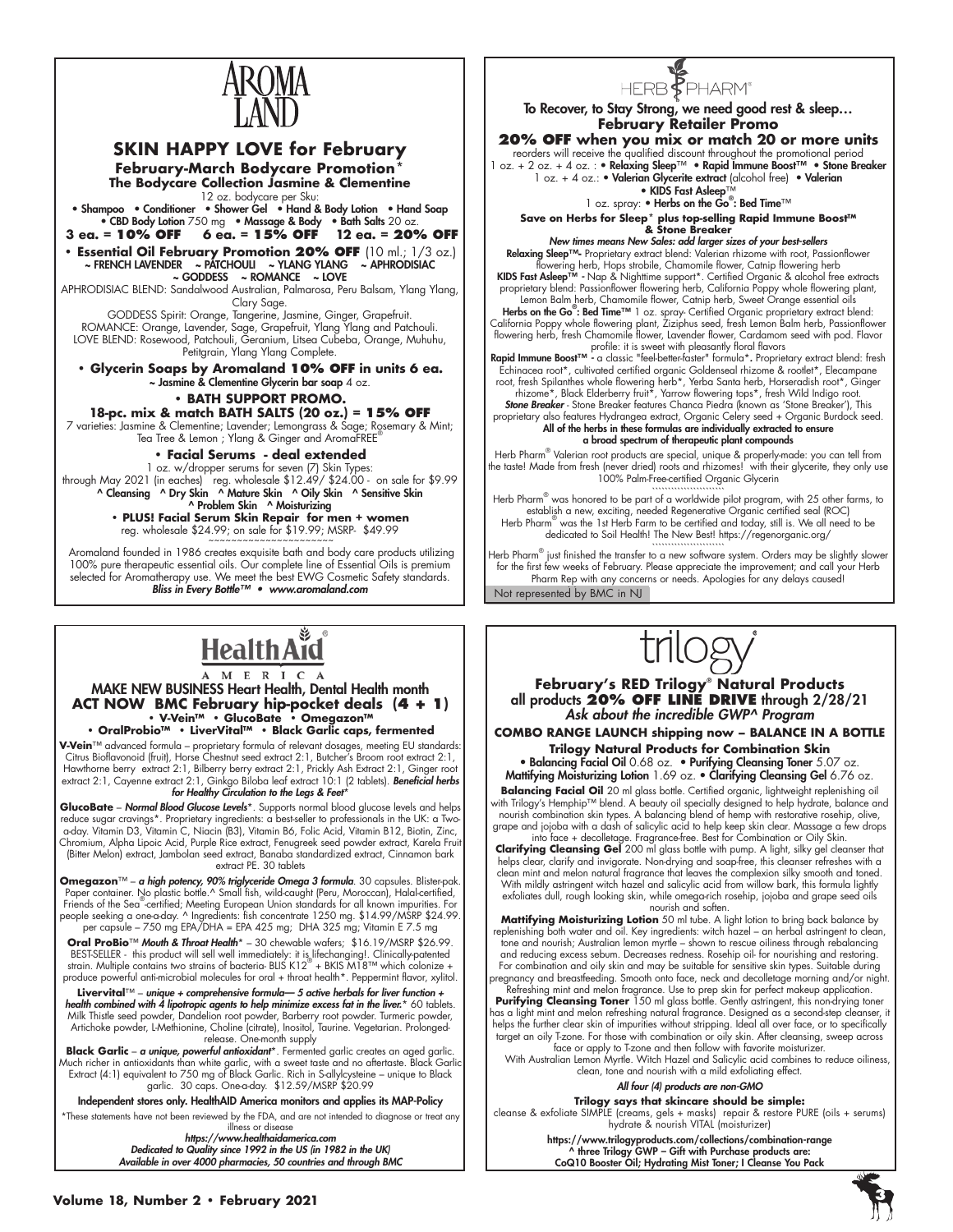# AROMA LAND

## SKIN HAPPY LOVE for February

**February-March Bodycare Promotion***
**The Bodycare Collection Jasmine & Clementine**

12 oz. bodycare per Sku:

• Shampoo • Conditioner • Shower Gel • Hand & Body Lotion • Hand Soap
• CBD Body Lotion 750 mg • Massage & Body • Bath Salts 20 oz.

**3 ea. = 10% OFF 6 ea. = 15% OFF 12 ea. = 20% OFF**

• **Essential Oil February Promotion 20% OFF** (10 ml.; 1/3 oz.)
~ FRENCH LAVENDER ~ PATCHOULI ~ YLANG YLANG ~ APHRODISIAC ~ GODDESS ~ ROMANCE ~ LOVE

APHRODISIAC BLEND: Sandalwood Australian, Palmarosa, Peru Balsam, Ylang Ylang, Clary Sage.
GODDESS Spirit: Orange, Tangerine, Jasmine, Ginger, Grapefruit.
ROMANCE: Orange, Lavender, Sage, Grapefruit, Ylang Ylang and Patchouli.
LOVE BLEND: Rosewood, Patchouli, Geranium, Litsea Cubeba, Orange, Muhuhu, Petitgrain, Ylang Ylang Complete.

• **Glycerin Soaps by Aromaland 10% OFF in units 6 ea.**
~ Jasmine & Clementine Glycerin bar soap 4 oz.

• **BATH SUPPORT PROMO.**
**18-pc. mix & match BATH SALTS (20 oz.) = 15% OFF**
7 varieties: Jasmine & Clementine; Lavender; Lemongrass & Sage; Rosemary & Mint; Tea Tree & Lemon ; Ylang & Ginger and AromaFREE®

• **Facial Serums - deal extended**
1 oz. w/dropper serums for seven (7) Skin Types:
through May 2021 (in eaches) reg. wholesale $12.49/ $24.00 - on sale for $9.99
^ Cleansing ^ Dry Skin ^ Mature Skin ^ Oily Skin ^ Sensitive Skin
^ Problem Skin ^ Moisturizing

• **PLUS! Facial Serum Skin Repair for men + women**
reg. wholesale $24.99; on sale for $19.99; MSRP- $49.99

~~~~~~~~~~~~~~~~~~~~~~

Aromaland founded in 1986 creates exquisite bath and body care products utilizing 100% pure therapeutic essential oils. Our complete line of Essential Oils is premium selected for Aromatherapy use. We meet the best EWG Cosmetic Safety standards.
***Bliss in Every Bottle™ • www.aromaland.com***

# HERB PHARM®

**To Recover, to Stay Strong, we need good rest & sleep…**
**February Retailer Promo**
**20% OFF when you mix or match 20 or more units**

reorders will receive the qualified discount throughout the promotional period
1 oz. + 2 oz. + 4 oz. : • **Relaxing Sleep**™ • **Rapid Immune Boost™** • **Stone Breaker**
1 oz. + 4 oz.: • **Valerian Glycerite extract** (alcohol free) • **Valerian**
• **KIDS Fast Asleep**™
1 oz. spray: • **Herbs on the Go®: Bed Time**™

**Save on Herbs for Sleep* plus top-selling Rapid Immune Boost™ & Stone Breaker**

***New times means New Sales: add larger sizes of your best-sellers***

**Relaxing Sleep™-** Proprietary extract blend: Valerian rhizome with root, Passionflower flowering herb, Hops strobile, Chamomile flower, Catnip flowering herb
**KIDS Fast Asleep™ -** Nap & Nighttime support*. Certified Organic & alcohol free extracts proprietary blend: Passionflower flowering herb, California Poppy whole flowering plant, Lemon Balm herb, Chamomile flower, Catnip herb, Sweet Orange essential oils
**Herbs on the Go®: Bed Time™** 1 oz. spray- Certified Organic proprietary extract blend: California Poppy whole flowering plant, Ziziphus seed, fresh Lemon Balm herb, Passionflower flowering herb, fresh Chamomile flower, Lavender flower, Cardamom seed with pod. Flavor profile: it is sweet with pleasantly floral flavors
**Rapid Immune Boost™ -** a classic "feel-better-faster" formula*. Proprietary extract blend: fresh Echinacea root*, cultivated certified organic Goldenseal rhizome & rootlet*, Elecampane root, fresh Spilanthes whole flowering herb*, Yerba Santa herb, Horseradish root*, Ginger rhizome*, Black Elderberry fruit*, Yarrow flowering tops*, fresh Wild Indigo root.
***Stone Breaker*** - Stone Breaker features Chanca Piedra (known as 'Stone Breaker'), This proprietary also features Hydrangea extract, Organic Celery seed + Organic Burdock seed.
**All of the herbs in these formulas are individually extracted to ensure a broad spectrum of therapeutic plant compounds**

Herb Pharm® Valerian root products are special, unique & properly-made: you can tell from the taste! Made from fresh (never dried) roots and rhizomes! with their glycerite, they only use 100% Palm-Free-certified Organic Glycerin

Herb Pharm® was honored to be part of a worldwide pilot program, with 25 other farms, to establish a new, exciting, needed Regenerative Organic certified seal (ROC)
Herb Pharm® was the 1st Herb Farm to be certified and today, still is. We all need to be dedicated to Soil Health! The New Best! https://regenorganic.org/

Herb Pharm® just finished the transfer to a new software system. Orders may be slightly slower for the first few weeks of February. Please appreciate the improvement; and call your Herb Pharm Rep with any concerns or needs. Apologies for any delays caused!

Not represented by BMC in NJ

# HealthAid® AMERICA

**MAKE NEW BUSINESS Heart Health, Dental Health month**
**ACT NOW BMC February hip-pocket deals (4 + 1)**
• **V-Vein™** • **GlucoBate** • **Omegazon™**
• **OralProbio™** • **LiverVital™** • **Black Garlic caps, fermented**

**V-Vein**™ advanced formula – proprietary formula of relevant dosages, meeting EU standards: Citrus Bioflavonoid (fruit), Horse Chestnut seed extract 2:1, Butcher's Broom root extract 2:1, Hawthorne berry extract 2:1, Bilberry berry extract 2:1, Prickly Ash Extract 2:1, Ginger root extract 2:1, Cayenne extract 2:1, Ginkgo Biloba leaf extract 10:1 (2 tablets). ***Beneficial herbs for Healthy Circulation to the Legs & Feet****

**GlucoBate** – ***Normal Blood Glucose Levels****. Supports normal blood glucose levels and helps reduce sugar cravings*. Proprietary ingredients: a best-seller to professionals in the UK: a Two-a-day. Vitamin D3, Vitamin C, Niacin (B3), Vitamin B6, Folic Acid, Vitamin B12, Biotin, Zinc, Chromium, Alpha Lipoic Acid, Purple Rice extract, Fenugreek seed powder extract, Karela Fruit (Bitter Melon) extract, Jambolan seed extract, Banaba standardized extract, Cinnamon bark extract PE. 30 tablets

**Omegazon**™ – ***a high potency, 90% triglyceride Omega 3 formula***. 30 capsules. Blister-pak. Paper container. No plastic bottle.^ Small fish, wild-caught (Peru, Moroccan), Halal-certified, Friends of the Sea®-certified; Meeting European Union standards for all known impurities. For people seeking a one-a-day. ^ Ingredients: fish concentrate 1250 mg. $14.99/MSRP $24.99. per capsule – 750 mg EPA/DHA = EPA 425 mg; DHA 325 mg; Vitamin E 7.5 mg

**Oral ProBio**™ ***Mouth & Throat Health**** – 30 chewable wafers; $16.19/MSRP $26.99. BEST-SELLER - this product will sell well immediately: it is lifechanging!. Clinically-patented strain. Multiple contains two strains of bacteria- BLIS K12® + BKIS M18™ which colonize + produce powerful anti-microbial molecules for oral + throat health*. Peppermint flavor, xylitol.

**Livervital**™ – ***unique + comprehensive formula— 5 active herbals for liver function + health combined with 4 lipotropic agents to help minimize excess fat in the liver.**** 60 tablets. Milk Thistle seed powder, Dandelion root powder, Barberry root powder. Turmeric powder, Artichoke powder, L-Methionine, Choline (citrate), Inositol, Taurine. Vegetarian. Prolonged-release. One-month supply

**Black Garlic** – ***a unique, powerful antioxidant****. Fermented garlic creates an aged garlic. Much richer in antioxidants than white garlic, with a sweet taste and no aftertaste. Black Garlic Extract (4:1) equivalent to 750 mg of Black Garlic. Rich in S-allylcysteine – unique to Black garlic. 30 caps. One-a-day. $12.59/MSRP $20.99

**Independent stores only. HealthAID America monitors and applies its MAP-Policy**

*These statements have not been reviewed by the FDA, and are not intended to diagnose or treat any illness or disease

***https://www.healthaidamerica.com***
***Dedicated to Quality since 1992 in the US (in 1982 in the UK)***
***Available in over 4000 pharmacies, 50 countries and through BMC***

# trilogy®

**February's RED Trilogy® Natural Products**
**all products 20% OFF LINE DRIVE through 2/28/21**
***Ask about the incredible GWP^ Program***

**COMBO RANGE LAUNCH shipping now – BALANCE IN A BOTTLE**

**Trilogy Natural Products for Combination Skin**
• **Balancing Facial Oil** 0.68 oz. • **Purifying Cleansing Toner** 5.07 oz.
**Mattifying Moisturizing Lotion** 1.69 oz. • **Clarifying Cleansing Gel** 6.76 oz.

**Balancing Facial Oil** 20 ml glass bottle. Certified organic, lightweight replenishing oil with Trilogy's Hemphip™ blend. A beauty oil specially designed to help hydrate, balance and nourish combination skin types. A balancing blend of hemp with restorative rosehip, olive, grape and jojoba with a dash of salicylic acid to help keep skin clear. Massage a few drops into face + decolletage. Fragrance-free. Best for Combination or Oily Skin.

**Clarifying Cleansing Gel** 200 ml glass bottle with pump. A light, silky gel cleanser that helps clear, clarify and invigorate. Non-drying and soap-free, this cleanser refreshes with a clean mint and melon natural fragrance that leaves the complexion silky smooth and toned. With mildly astringent witch hazel and salicylic acid from willow bark, this formula lightly exfoliates dull, rough looking skin, while omega-rich rosehip, jojoba and grape seed oils nourish and soften.

**Mattifying Moisturizing Lotion** 50 ml tube. A light lotion to bring back balance by replenishing both water and oil. Key ingredients: witch hazel – an herbal astringent to clean, tone and nourish; Australian lemon myrtle – shown to rescue oiliness through rebalancing and reducing excess sebum. Decreases redness. Rosehip oil- for nourishing and restoring. For combination and oily skin and may be suitable for sensitive skin types. Suitable during pregnancy and breastfeeding. Smooth onto face, neck and decolletage morning and/or night. Refreshing mint and melon fragrance. Use to prep skin for perfect makeup application.

**Purifying Cleansing Toner** 150 ml glass bottle. Gently astringent, this non-drying toner has a light mint and melon refreshing natural fragrance. Designed as a second-step cleanser, it helps the further clear skin of impurities without stripping. Ideal all over face, or to specifically target an oily T-zone. For those with combination or oily skin. After cleansing, sweep across face or apply to T-zone and then follow with favorite moisturizer.

With Australian Lemon Myrtle. Witch Hazel and Salicylic acid combines to reduce oiliness, clean, tone and nourish with a mild exfoliating effect.

***All four (4) products are non-GMO***

**Trilogy says that skincare should be simple:**
cleanse & exfoliate SIMPLE (creams, gels + masks) repair & restore PURE (oils + serums) hydrate & nourish VITAL (moisturizer)

**https://www.trilogyproducts.com/collections/combination-range**
**^ three Trilogy GWP – Gift with Purchase products are:**
**CoQ10 Booster Oil; Hydrating Mist Toner; I Cleanse You Pack**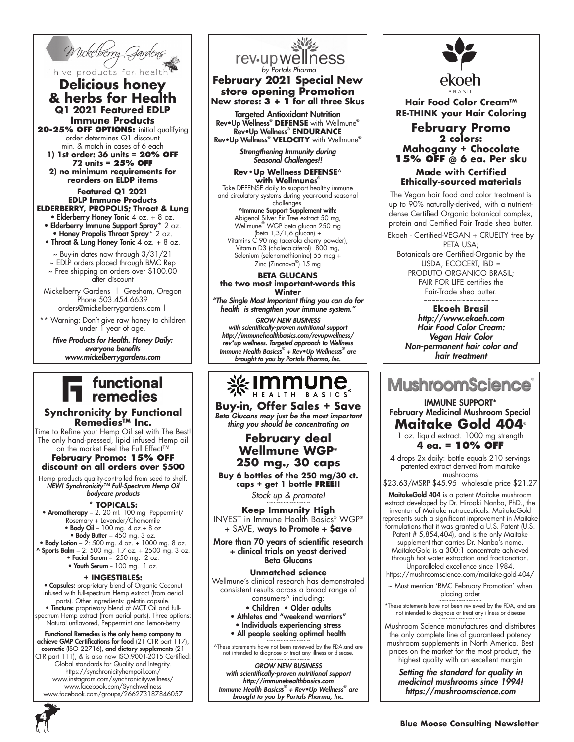Mickelberry Gardens

hive products for health

## Delicious honey & herbs for Health

**Q1 2021 Featured EDLP Immune Products**

**20-25% OFF OPTIONS:** initial qualifying order determines Q1 discount min. & match in cases of 6 each

**1) 1st order: 36 units = 20% OFF 72 units = 25% OFF**

**2) no minimum requirements for reorders on ELDP items**

**Featured Q1 2021 EDLP Immune Products ELDERBERRY, PROPOLIS; Throat & Lung**

- Elderberry Honey Tonic 4 oz. + 8 oz.
- Elderberry Immune Support Spray* 2 oz.
- Honey Propolis Throat Spray* 2 oz.
- Throat & Lung Honey Tonic 4 oz. + 8 oz.

~ Buy-in dates now through 3/31/21
~ EDLP orders placed through BMC Rep
~ Free shipping on orders over $100.00 after discount

Mickelberry Gardens | Gresham, Oregon
Phone 503.454.6639
orders@mickelberrygardens.com |

** Warning: Don't give raw honey to children under 1 year of age.

*Hive Products for Health. Honey Daily: everyone benefits*
*www.mickelberrygardens.com*

---

rev•up wellness
*by Portals Pharma*

## February 2021 Special New store opening Promotion

**New stores: 3 + 1 for all three Skus**

**Targeted Antioxidant Nutrition**
Rev•Up Wellness® **DEFENSE** with Wellmune®
Rev•Up Wellness® **ENDURANCE**
Rev•Up Wellness® **VELOCITY** with Wellmune®

*Strengthening Immunity during Seasonal Challenges!!*

**Rev•Up Wellness DEFENSE^ with Wellmunes®**

Take DEFENSE daily to support healthy immune and circulatory systems during year-round seasonal challenges.

**^Immune Support Supplement with:**
Abigenol Silver Fir Tree extract 50 mg, Wellmune® WGP beta glucan 250 mg (beta 1,3/1,6 glucan) + Vitamins C 90 mg (acerola cherry powder), Vitamin D3 (cholecalciferol) 800 mg, Selenium (selenomethionine) 55 mcg + Zinc (Zincnova®) 15 mg

**BETA GLUCANS the two most important-words this Winter**

*"The Single Most Important thing you can do for health is strengthen your immune system."*

*GROW NEW BUSINESS with scientifically-proven nutritional support http://immunehealthbasics.com/revupwellness/ rev*up wellness. Targeted approach to Wellness Immune Health Basics® + Rev•Up Wellness® are brought to you by Portals Pharma, Inc.*

---

ekoeh BRASIL

**Hair Food Color Cream™ RE-THINK your Hair Coloring**

## February Promo

**2 colors: Mahogany + Chocolate 15% OFF @ 6 ea. Per sku**

**Made with Certified Ethically-sourced materials**

The Vegan hair food and color treatment is up to 90% naturally-derived, with a nutrient-dense Certified Organic botanical complex, protein and Certified Fair Trade shea butter.

Ekoeh - Certified-VEGAN + CRUELTY free by PETA USA;
Botanicals are Certified-Organic by the USDA, ECOCERT, IBD = PRODUTO ORGANICO BRASIL;
FAIR FOR LIFE certifies the Fair-Trade shea butter.

~~~~~~~~~~~~~~~~~~

**Ekoeh Brasil**
*http://www.ekoeh.com*
*Hair Food Color Cream: Vegan Hair Color Non-permanent hair color and hair treatment*

---

functional remedies

### Synchronicity by Functional Remedies™ Inc.

Time to Refine your Hemp Oil set with The Best! The only hand-pressed, lipid infused Hemp oil on the market Feel the Full Effect™

**February Promo: 15% OFF discount on all orders over $500**

Hemp products quality-controlled from seed to shelf.
*NEW! Synchronicity™ Full-Spectrum Hemp Oil bodycare products*

**\* TOPICALS:**

- **Aromatherapy** – 2. 20 ml. 100 mg Peppermint/ Rosemary + Lavender/Chamomile
- **Body Oil** – 100 mg. 4 oz.+ 8 oz
- **Body Butter** – 450 mg. 3 oz.
- **Body Lotion** – 2: 500 mg. 4 oz. + 1000 mg. 8 oz.
- ^ **Sports Balm** – 2: 500 mg. 1.7 oz. + 2500 mg. 3 oz.
- **Facial Serum** – 250 mg. 2 oz.
- **Youth Serum** – 100 mg. 1 oz.

**+ INGESTIBLES:**

- **Capsules:** proprietary blend of Organic Coconut infused with full-spectrum Hemp extract (from aerial parts). Other ingredients: gelatin capsule.
- **Tincture:** proprietary blend of MCT Oil and full-spectrum Hemp extract (from aerial parts). Three options: Natural unflavored, Peppermint and Lemon-berry

**Functional Remedies is the only hemp company to achieve GMP Certifications for food** (21 CFR part 117), **cosmetic** (ISO 22716)**, and dietary supplements** (21 CFR part 111), & is also now ISO:9001-2015 Certified! Global standards for Quality and Integrity.
https://synchronicityhempoil.com/
www.instagram.com/synchronicitywellness/
www.facebook.com/Synchwellness
www.facebook.com/groups/266273187846057

---

IMMUNE HEALTH BASICS®

### Buy-in, Offer Sales + Save

*Beta Glucans may just be the most important thing you should be concentrating on*

## February deal Wellmune WGP® 250 mg., 30 caps

**Buy 6 bottles of the 250 mg/30 ct. caps + get 1 bottle FREE!!**

*Stock up & promote!*

~~~~~~~~~~~~~

**Keep Immunity High**

INVEST in Immune Health Basics® WGP® + SAVE, **ways to Promote + $ave**

**More than 70 years of scientific research + clinical trials on yeast derived Beta Glucans**

**Unmatched science**

Wellmune's clinical research has demonstrated consistent results across a broad range of consumers^ including:

- Children
- Older adults
- Athletes and "weekend warriors"
- Individuals experiencing stress
- All people seeking optimal health

~~~~~~~~~~~~~

^These statements have not been reviewed by the FDA,and are not intended to diagnose or treat any illness or disease.

~~~~~~~~~~~~~

*GROW NEW BUSINESS with scientifically-proven nutritional support http://immunehealthbasics.com Immune Health Basics® + Rev•Up Wellness® are brought to you by Portals Pharma, Inc.*

---

MushroomScience®

**IMMUNE SUPPORT***
**February Medicinal Mushroom Special**

## Maitake Gold 404®

1 oz. liquid extract. 1000 mg strength

**4 ea. = 10% OFF**

4 drops 2x daily: bottle equals 210 servings patented extract derived from maitake mushrooms

$23.63/MSRP $45.95 wholesale price $21.27

**MaitakeGold 404** is a potent Maitake mushroom extract developed by Dr. Hiroaki Nanba, PhD., the inventor of Maitake nutraceuticals. MaitakeGold represents such a significant improvement in Maitake formulations that it was granted a U.S. Patent (U.S. Patent # 5,854,404), and is the only Maitake supplement that carries Dr. Nanba's name. MaitakeGold is a 300:1 concentrate achieved through hot water extraction and fractionation. Unparalleled excellence since 1984.
https://mushroomscience.com/maitake-gold-404/

~ Must mention 'BMC February Promotion' when placing order

~~~~~~~~~~~~~

*These statements have not been reviewed by the FDA, and are not intended to diagnose or treat any illness or disease

~~~~~~~~~~~~~

Mushroom Science manufactures and distributes the only complete line of guaranteed potency mushroom supplements in North America. Best prices on the market for the most product, the highest quality with an excellent margin

*Setting the standard for quality in medicinal mushrooms since 1994!*
*https://mushroomscience.com*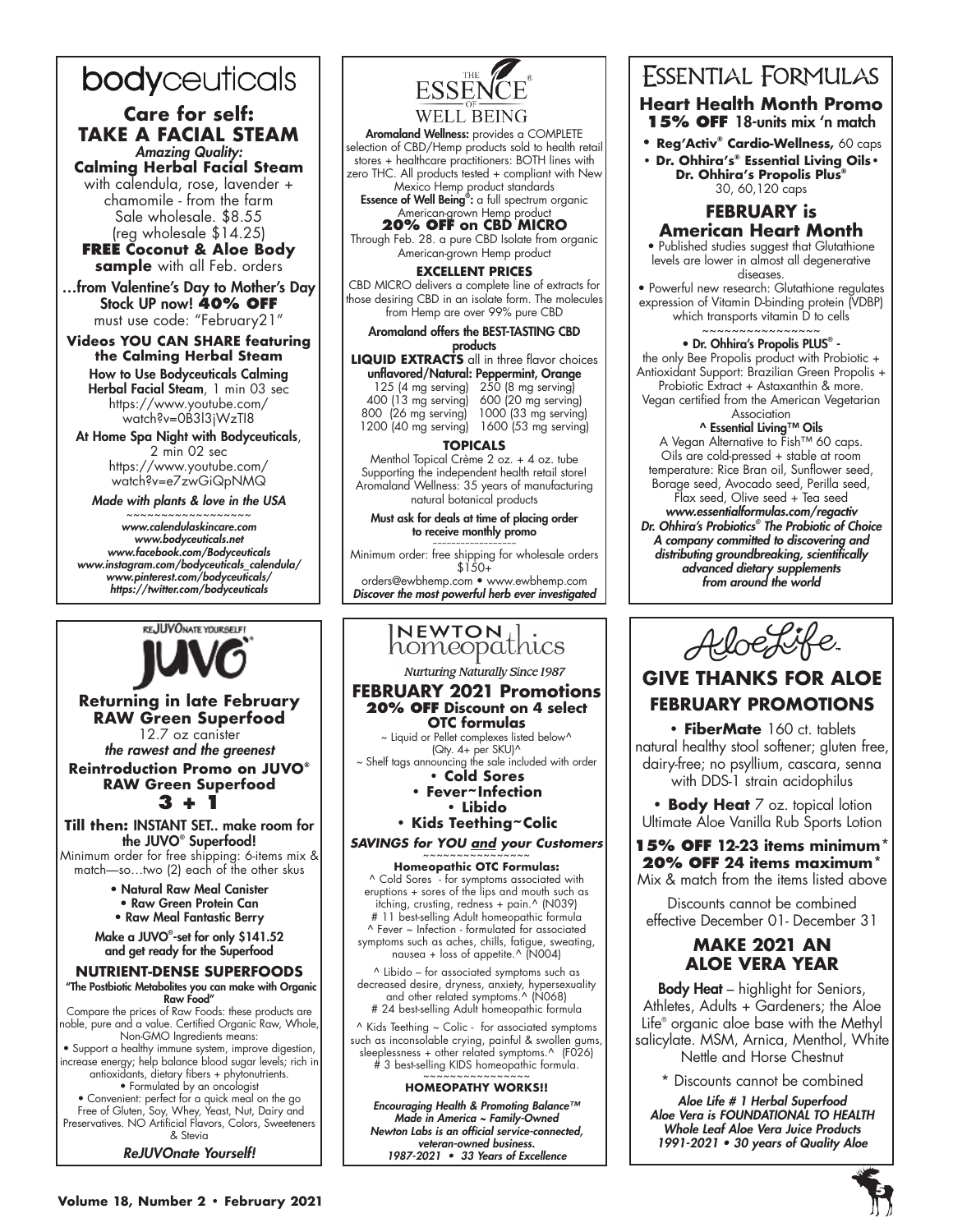# bodyceuticals

## Care for self: TAKE A FACIAL STEAM

*Amazing Quality:*

**Calming Herbal Facial Steam**

with calendula, rose, lavender + chamomile - from the farm

Sale wholesale. $8.55 (reg wholesale $14.25)

**FREE Coconut & Aloe Body sample** with all Feb. orders

…from Valentine's Day to Mother's Day Stock UP now! **40% OFF**

must use code: "February21"

**Videos YOU CAN SHARE featuring the Calming Herbal Steam**

How to Use Bodyceuticals Calming Herbal Facial Steam, 1 min 03 sec
https://www.youtube.com/watch?v=0B3l3jWzTI8

At Home Spa Night with Bodyceuticals, 2 min 02 sec
https://www.youtube.com/watch?v=e7zwGiQpNMQ

*Made with plants & love in the USA*

~~~~~~~~~~~~~~~~~~

*www.calendulaskincare.com*
*www.bodyceuticals.net*
*www.facebook.com/Bodyceuticals*
*www.instagram.com/bodyceuticals_calendula/*
*www.pinterest.com/bodyceuticals/*
*https://twitter.com/bodyceuticals*

# THE ESSENCE OF WELL BEING

**Aromaland Wellness:** provides a COMPLETE selection of CBD/Hemp products sold to health retail stores + healthcare practitioners: BOTH lines with zero THC. All products tested + compliant with New Mexico Hemp product standards

**Essence of Well Being®:** a full spectrum organic American-grown Hemp product

**20% OFF on CBD MICRO**

Through Feb. 28. a pure CBD Isolate from organic American-grown Hemp product

**EXCELLENT PRICES**

CBD MICRO delivers a complete line of extracts for those desiring CBD in an isolate form. The molecules from Hemp are over 99% pure CBD

**Aromaland offers the BEST-TASTING CBD products**

**LIQUID EXTRACTS** all in three flavor choices

**unflavored/Natural: Peppermint, Orange**

| | |
|---|---|
| 125 (4 mg serving) | 250 (8 mg serving) |
| 400 (13 mg serving) | 600 (20 mg serving) |
| 800 (26 mg serving) | 1000 (33 mg serving) |
| 1200 (40 mg serving) | 1600 (53 mg serving) |

**TOPICALS**

Menthol Topical Crème 2 oz. + 4 oz. tube

Supporting the independent health retail store! Aromaland Wellness: 35 years of manufacturing natural botanical products

**Must ask for deals at time of placing order to receive monthly promo**

~~~~~~~~~~~~~~~~~~

Minimum order: free shipping for wholesale orders $150+

orders@ewbhemp.com • www.ewbhemp.com

*Discover the most powerful herb ever investigated*

# Essential Formulas

## Heart Health Month Promo

**15% OFF** 18-units mix 'n match

- **Reg'Activ® Cardio-Wellness,** 60 caps
- **Dr. Ohhira's® Essential Living Oils** • **Dr. Ohhira's Propolis Plus®** 30, 60,120 caps

## FEBRUARY is American Heart Month

- Published studies suggest that Glutathione levels are lower in almost all degenerative diseases.
- Powerful new research: Glutathione regulates expression of Vitamin D-binding protein (VDBP) which transports vitamin D to cells

~~~~~~~~~~~~~~~~

**• Dr. Ohhira's Propolis PLUS® -**
the only Bee Propolis product with Probiotic + Antioxidant Support: Brazilian Green Propolis + Probiotic Extract + Astaxanthin & more. Vegan certified from the American Vegetarian Association

**^ Essential Living™ Oils**

A Vegan Alternative to Fish™ 60 caps. Oils are cold-pressed + stable at room temperature: Rice Bran oil, Sunflower seed, Borage seed, Avocado seed, Perilla seed, Flax seed, Olive seed + Tea seed

***www.essentialformulas.com/regactiv***

*Dr. Ohhira's Probiotics® The Probiotic of Choice*
***A company committed to discovering and distributing groundbreaking, scientifically advanced dietary supplements from around the world***

# ReJUVOnate Yourself! JUVO

## Returning in late February RAW Green Superfood

12.7 oz canister

***the rawest and the greenest***

**Reintroduction Promo on JUVO® RAW Green Superfood**

## 3 + 1

**Till then:** INSTANT SET.. make room for the JUVO® Superfood!

Minimum order for free shipping: 6-items mix & match—so…two (2) each of the other skus

- **Natural Raw Meal Canister**
- **Raw Green Protein Can**
- **Raw Meal Fantastic Berry**

**Make a JUVO®-set for only $141.52 and get ready for the Superfood**

**NUTRIENT-DENSE SUPERFOODS**

**"The Postbiotic Metabolites you can make with Organic Raw Food"**

Compare the prices of Raw Foods: these products are noble, pure and a value. Certified Organic Raw, Whole, Non-GMO Ingredients means:

- Support a healthy immune system, improve digestion, increase energy; help balance blood sugar levels; rich in antioxidants, dietary fibers + phytonutrients.
- Formulated by an oncologist
- Convenient: perfect for a quick meal on the go Free of Gluten, Soy, Whey, Yeast, Nut, Dairy and Preservatives. NO Artificial Flavors, Colors, Sweeteners & Stevia

***ReJUVOnate Yourself!***

# NEWTON homeopathics

*Nurturing Naturally Since 1987*

## FEBRUARY 2021 Promotions

**20% OFF Discount on 4 select OTC formulas**

~ Liquid or Pellet complexes listed below^ (Qty. 4+ per SKU)^
~ Shelf tags announcing the sale included with order

- **Cold Sores**
- **Fever~Infection**
- **Libido**
- **Kids Teething~Colic**

***SAVINGS for YOU and your Customers***

~~~~~~~~~~~~~~~~

**Homeopathic OTC Formulas:**

^ Cold Sores - for symptoms associated with eruptions + sores of the lips and mouth such as itching, crusting, redness + pain.^ (N039)
# 11 best-selling Adult homeopathic formula

^ Fever ~ Infection - formulated for associated symptoms such as aches, chills, fatigue, sweating, nausea + loss of appetite.^ (N004)

^ Libido – for associated symptoms such as decreased desire, dryness, anxiety, hypersexuality and other related symptoms.^ (N068)
# 24 best-selling Adult homeopathic formula

^ Kids Teething ~ Colic - for associated symptoms such as inconsolable crying, painful & swollen gums, sleeplessness + other related symptoms.^ (F026)
# 3 best-selling KIDS homeopathic formula.

~~~~~~~~~~~~~~~~

**HOMEOPATHY WORKS!!**

***Encouraging Health & Promoting Balance™ Made in America ~ Family-Owned Newton Labs is an official service-connected, veteran-owned business. 1987-2021 • 33 Years of Excellence***

# AloeLife

## GIVE THANKS FOR ALOE

## FEBRUARY PROMOTIONS

- **FiberMate** 160 ct. tablets natural healthy stool softener; gluten free, dairy-free; no psyllium, cascara, senna with DDS-1 strain acidophilus
- **Body Heat** 7 oz. topical lotion Ultimate Aloe Vanilla Rub Sports Lotion

**15% OFF 12-23 items minimum***
**20% OFF 24 items maximum***

Mix & match from the items listed above

Discounts cannot be combined effective December 01- December 31

## MAKE 2021 AN ALOE VERA YEAR

**Body Heat** – highlight for Seniors, Athletes, Adults + Gardeners; the Aloe Life® organic aloe base with the Methyl salicylate. MSM, Arnica, Menthol, White Nettle and Horse Chestnut

\* Discounts cannot be combined

***Aloe Life # 1 Herbal Superfood Aloe Vera is FOUNDATIONAL TO HEALTH Whole Leaf Aloe Vera Juice Products 1991-2021 • 30 years of Quality Aloe***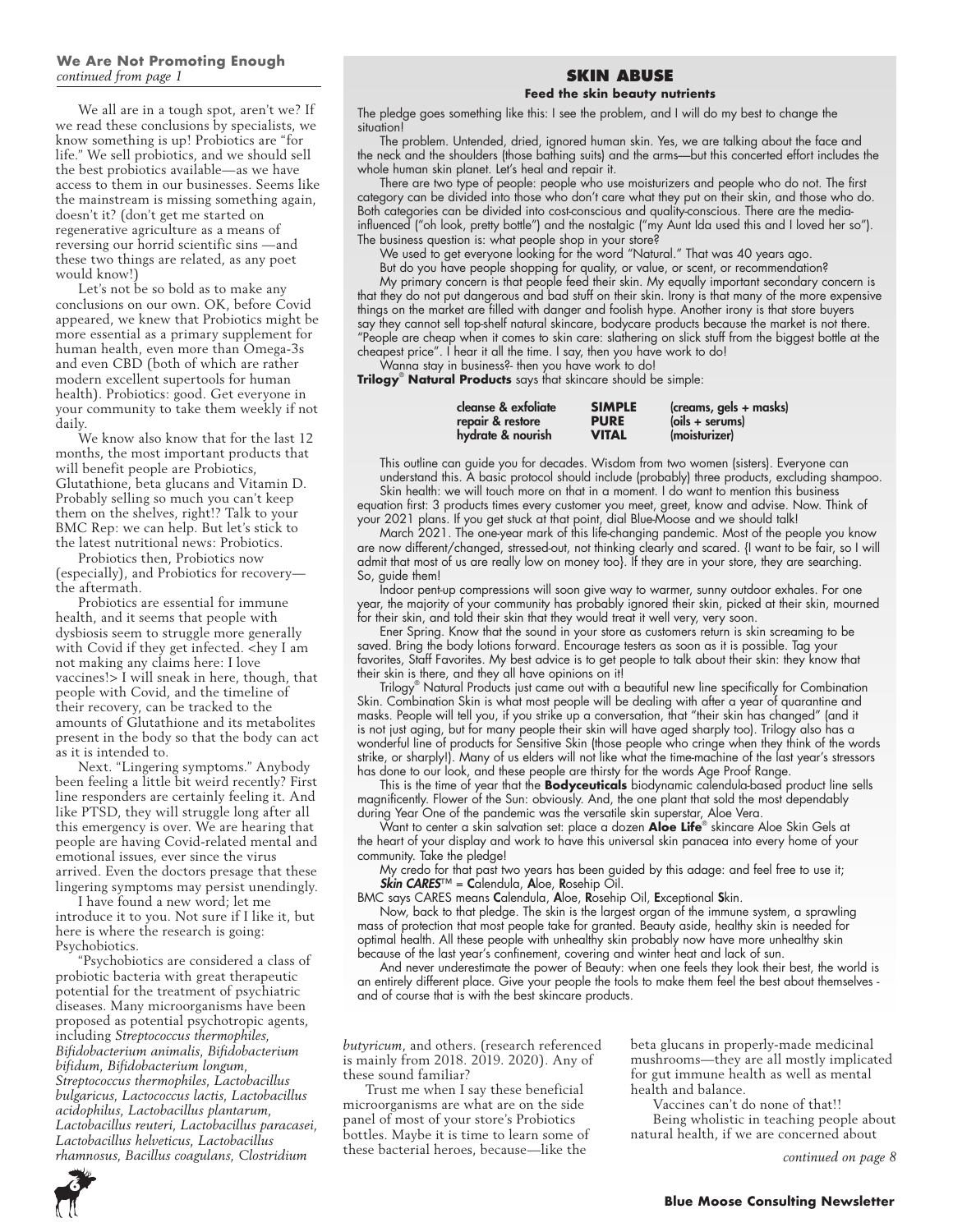**We Are Not Promoting Enough**
*continued from page 1*

We all are in a tough spot, aren't we? If we read these conclusions by specialists, we know something is up! Probiotics are "for life." We sell probiotics, and we should sell the best probiotics available—as we have access to them in our businesses. Seems like the mainstream is missing something again, doesn't it? (don't get me started on regenerative agriculture as a means of reversing our horrid scientific sins —and these two things are related, as any poet would know!)

Let's not be so bold as to make any conclusions on our own. OK, before Covid appeared, we knew that Probiotics might be more essential as a primary supplement for human health, even more than Omega-3s and even CBD (both of which are rather modern excellent supertools for human health). Probiotics: good. Get everyone in your community to take them weekly if not daily.

We know also know that for the last 12 months, the most important products that will benefit people are Probiotics, Glutathione, beta glucans and Vitamin D. Probably selling so much you can't keep them on the shelves, right!? Talk to your BMC Rep: we can help. But let's stick to the latest nutritional news: Probiotics.

Probiotics then, Probiotics now (especially), and Probiotics for recovery—the aftermath.

Probiotics are essential for immune health, and it seems that people with dysbiosis seem to struggle more generally with Covid if they get infected. <hey I am not making any claims here: I love vaccines!> I will sneak in here, though, that people with Covid, and the timeline of their recovery, can be tracked to the amounts of Glutathione and its metabolites present in the body so that the body can act as it is intended to.

Next. "Lingering symptoms." Anybody been feeling a little bit weird recently? First line responders are certainly feeling it. And like PTSD, they will struggle long after all this emergency is over. We are hearing that people are having Covid-related mental and emotional issues, ever since the virus arrived. Even the doctors presage that these lingering symptoms may persist unendingly.

I have found a new word; let me introduce it to you. Not sure if I like it, but here is where the research is going: Psychobiotics.

"Psychobiotics are considered a class of probiotic bacteria with great therapeutic potential for the treatment of psychiatric diseases. Many microorganisms have been proposed as potential psychotropic agents, including *Streptococcus thermophiles*, *Bifidobacterium animalis*, *Bifidobacterium bifidum*, *Bifidobacterium longum*, *Streptococcus thermophiles*, *Lactobacillus bulgaricus*, *Lactococcus lactis*, *Lactobacillus acidophilus*, *Lactobacillus plantarum*, *Lactobacillus reuteri*, *Lactobacillus paracasei*, *Lactobacillus helveticus*, *Lactobacillus rhamnosus*, *Bacillus coagulans*, *Clostridium butyricum*, and others. (research referenced is mainly from 2018. 2019. 2020). Any of these sound familiar?

Trust me when I say these beneficial microorganisms are what are on the side panel of most of your store's Probiotics bottles. Maybe it is time to learn some of these bacterial heroes, because—like the beta glucans in properly-made medicinal mushrooms—they are all mostly implicated for gut immune health as well as mental health and balance.

Vaccines can't do none of that!!

Being wholistic in teaching people about natural health, if we are concerned about

*continued on page 8*

## SKIN ABUSE

**Feed the skin beauty nutrients**

The pledge goes something like this: I see the problem, and I will do my best to change the situation!

The problem. Untended, dried, ignored human skin. Yes, we are talking about the face and the neck and the shoulders (those bathing suits) and the arms—but this concerted effort includes the whole human skin planet. Let's heal and repair it.

There are two type of people: people who use moisturizers and people who do not. The first category can be divided into those who don't care what they put on their skin, and those who do. Both categories can be divided into cost-conscious and quality-conscious. There are the media-influenced ("oh look, pretty bottle") and the nostalgic ("my Aunt Ida used this and I loved her so"). The business question is: what people shop in your store?

We used to get everyone looking for the word "Natural." That was 40 years ago.

But do you have people shopping for quality, or value, or scent, or recommendation?

My primary concern is that people feed their skin. My equally important secondary concern is that they do not put dangerous and bad stuff on their skin. Irony is that many of the more expensive things on the market are filled with danger and foolish hype. Another irony is that store buyers say they cannot sell top-shelf natural skincare, bodycare products because the market is not there. "People are cheap when it comes to skin care: slathering on slick stuff from the biggest bottle at the cheapest price". I hear it all the time. I say, then you have work to do!

Wanna stay in business?- then you have work to do!

**Trilogy® Natural Products** says that skincare should be simple:

| | | |
|---|---|---|
| **cleanse & exfoliate** | **SIMPLE** | **(creams, gels + masks)** |
| **repair & restore** | **PURE** | **(oils + serums)** |
| **hydrate & nourish** | **VITAL** | **(moisturizer)** |

This outline can guide you for decades. Wisdom from two women (sisters). Everyone can understand this. A basic protocol should include (probably) three products, excluding shampoo.

Skin health: we will touch more on that in a moment. I do want to mention this business equation first: 3 products times every customer you meet, greet, know and advise. Now. Think of your 2021 plans. If you get stuck at that point, dial Blue-Moose and we should talk!

March 2021. The one-year mark of this life-changing pandemic. Most of the people you know are now different/changed, stressed-out, not thinking clearly and scared. {I want to be fair, so I will admit that most of us are really low on money too}. If they are in your store, they are searching. So, guide them!

Indoor pent-up compressions will soon give way to warmer, sunny outdoor exhales. For one year, the majority of your community has probably ignored their skin, picked at their skin, mourned for their skin, and told their skin that they would treat it well very, very soon.

Ener Spring. Know that the sound in your store as customers return is skin screaming to be saved. Bring the body lotions forward. Encourage testers as soon as it is possible. Tag your favorites, Staff Favorites. My best advice is to get people to talk about their skin: they know that their skin is there, and they all have opinions on it!

Trilogy® Natural Products just came out with a beautiful new line specifically for Combination Skin. Combination Skin is what most people will be dealing with after a year of quarantine and masks. People will tell you, if you strike up a conversation, that "their skin has changed" (and it is not just aging, but for many people their skin will have aged sharply too). Trilogy also has a wonderful line of products for Sensitive Skin (those people who cringe when they think of the words strike, or sharply!). Many of us elders will not like what the time-machine of the last year's stressors has done to our look, and these people are thirsty for the words Age Proof Range.

This is the time of year that the **Bodyceuticals** biodynamic calendula-based product line sells magnificently. Flower of the Sun: obviously. And, the one plant that sold the most dependably during Year One of the pandemic was the versatile skin superstar, Aloe Vera.

Want to center a skin salvation set: place a dozen **Aloe Life®** skincare Aloe Skin Gels at the heart of your display and work to have this universal skin panacea into every home of your community. Take the pledge!

My credo for that past two years has been guided by this adage: and feel free to use it;
***Skin CARES***™ = **C**alendula, **A**loe, **R**osehip Oil.

BMC says CARES means **C**alendula, **A**loe, **R**osehip Oil, **E**xceptional **S**kin.

Now, back to that pledge. The skin is the largest organ of the immune system, a sprawling mass of protection that most people take for granted. Beauty aside, healthy skin is needed for optimal health. All these people with unhealthy skin probably now have more unhealthy skin because of the last year's confinement, covering and winter heat and lack of sun.

And never underestimate the power of Beauty: when one feels they look their best, the world is an entirely different place. Give your people the tools to make them feel the best about themselves - and of course that is with the best skincare products.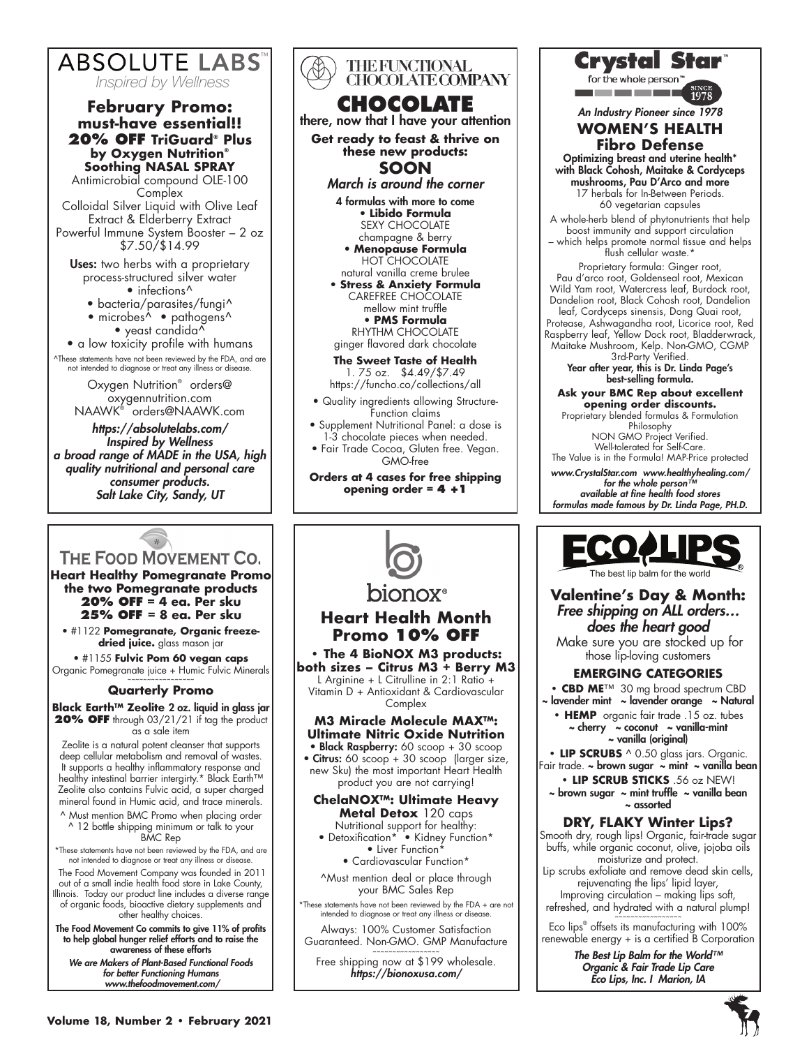# ABSOLUTE LABS™

*Inspired by Wellness*

## February Promo: must-have essential!!

**20% OFF TriGuard® Plus by Oxygen Nutrition®**

**Soothing NASAL SPRAY**

Antimicrobial compound OLE-100 Complex

Colloidal Silver Liquid with Olive Leaf Extract & Elderberry Extract

Powerful Immune System Booster – 2 oz $7.50/$14.99

**Uses:** two herbs with a proprietary process-structured silver water

- infections^
- bacteria/parasites/fungi^
- microbes^ • pathogens^
- yeast candida^
- a low toxicity profile with humans

^These statements have not been reviewed by the FDA, and are not intended to diagnose or treat any illness or disease.

Oxygen Nutrition® orders@oxygennutrition.com

NAAWK® orders@NAAWK.com

*https://absolutelabs.com/*
*Inspired by Wellness*
*a broad range of MADE in the USA, high quality nutritional and personal care consumer products.*
*Salt Lake City, Sandy, UT*

---

# THE FUNCTIONAL CHOCOLATE COMPANY

## CHOCOLATE

there, now that I have your attention

**Get ready to feast & thrive on these new products:**

**SOON**

*March is around the corner*

**4 formulas with more to come**

- **Libido Formula**
  SEXY CHOCOLATE
  champagne & berry
- **Menopause Formula**
  HOT CHOCOLATE
  natural vanilla creme brulee
- **Stress & Anxiety Formula**
  CAREFREE CHOCOLATE
  mellow mint truffle
- **PMS Formula**
  RHYTHM CHOCOLATE
  ginger flavored dark chocolate

**The Sweet Taste of Health**

1. 75 oz. $4.49/$7.49

https://funcho.co/collections/all

- Quality ingredients allowing Structure-Function claims
- Supplement Nutritional Panel: a dose is 1-3 chocolate pieces when needed.
- Fair Trade Cocoa, Gluten free. Vegan. GMO-free

**Orders at 4 cases for free shipping opening order = 4 +1**

---

# Crystal Star™

for the whole person™ SINCE 1978

*An Industry Pioneer since 1978*

## WOMEN'S HEALTH Fibro Defense

**Optimizing breast and uterine health* with Black Cohosh, Maitake & Cordyceps mushrooms, Pau D'Arco and more**

17 herbals for In-Between Periods.
60 vegetarian capsules

A whole-herb blend of phytonutrients that help boost immunity and support circulation – which helps promote normal tissue and helps flush cellular waste.*

Proprietary formula: Ginger root, Pau d'arco root, Goldenseal root, Mexican Wild Yam root, Watercress leaf, Burdock root, Dandelion root, Black Cohosh root, Dandelion leaf, Cordyceps sinensis, Dong Quai root, Protease, Ashwagandha root, Licorice root, Red Raspberry leaf, Yellow Dock root, Bladderwrack, Maitake Mushroom, Kelp. Non-GMO, CGMP 3rd-Party Verified.

**Year after year, this is Dr. Linda Page's best-selling formula.**

**Ask your BMC Rep about excellent opening order discounts.**

Proprietary blended formulas & Formulation Philosophy
NON GMO Project Verified.
Well-tolerated for Self-Care.
The Value is in the Formula! MAP-Price protected

*www.CrystalStar.com www.healthyhealing.com/*
*for the whole person™*
*available at fine health food stores*
*formulas made famous by Dr. Linda Page, PH.D.*

---

# THE FOOD MOVEMENT CO.

**Heart Healthy Pomegranate Promo the two Pomegranate products**

**20% OFF = 4 ea. Per sku**
**25% OFF = 8 ea. Per sku**

- #1122 **Pomegranate, Organic freeze-dried juice.** glass mason jar
- #1155 **Fulvic Pom 60 vegan caps** Organic Pomegranate juice + Humic Fulvic Minerals

~~~~~~~~~~~~~~~~

### Quarterly Promo

**Black Earth™ Zeolite 2 oz. liquid in glass jar 20% OFF** through 03/21/21 if tag the product as a sale item

Zeolite is a natural potent cleanser that supports deep cellular metabolism and removal of wastes. It supports a healthy inflammatory response and healthy intestinal barrier intergirty.* Black Earth™ Zeolite also contains Fulvic acid, a super charged mineral found in Humic acid, and trace minerals.

^ Must mention BMC Promo when placing order
^ 12 bottle shipping minimum or talk to your BMC Rep

*These statements have not been reviewed by the FDA, and are not intended to diagnose or treat any illness or disease.

The Food Movement Company was founded in 2011 out of a small indie health food store in Lake County, Illinois. Today our product line includes a diverse range of organic foods, bioactive dietary supplements and other healthy choices.

**The Food Movement Co commits to give 11% of profits to help global hunger relief efforts and to raise the awareness of these efforts**

*We are Makers of Plant-Based Functional Foods for better Functioning Humans*
*www.thefoodmovement.com/*

---

# bionox®

## Heart Health Month Promo 10% OFF

**• The 4 BioNOX M3 products: both sizes – Citrus M3 + Berry M3**

L Arginine + L Citrulline in 2:1 Ratio + Vitamin D + Antioxidant & Cardiovascular Complex

**M3 Miracle Molecule MAX™: Ultimate Nitric Oxide Nutrition**

- **Black Raspberry:** 60 scoop + 30 scoop
- **Citrus:** 60 scoop + 30 scoop (larger size, new Sku) the most important Heart Health product you are not carrying!

**ChelaNOX™: Ultimate Heavy Metal Detox** 120 caps

Nutritional support for healthy:

- Detoxification* • Kidney Function*
- Liver Function*
- Cardiovascular Function*

^Must mention deal or place through your BMC Sales Rep

*These statements have not been reviewed by the FDA + are not intended to diagnose or treat any illness or disease.

Always: 100% Customer Satisfaction Guaranteed. Non-GMO. GMP Manufacture

~~~~~~~~~~~~~~~~

Free shipping now at $199 wholesale.
*https://bionoxusa.com/*

---

# ECO LIPS®

The best lip balm for the world

## Valentine's Day & Month:

*Free shipping on ALL orders… does the heart good*

Make sure you are stocked up for those lip-loving customers

### EMERGING CATEGORIES

- **CBD ME**™ 30 mg broad spectrum CBD
  ~ lavender mint ~ lavender orange ~ Natural
- **HEMP** organic fair trade .15 oz. tubes
  ~ cherry ~ coconut ~ vanilla-mint ~ vanilla (original)
- **LIP SCRUBS** ^ 0.50 glass jars. Organic. Fair trade. ~ brown sugar ~ mint ~ vanilla bean
- **LIP SCRUB STICKS** .56 oz NEW!
  ~ brown sugar ~ mint truffle ~ vanilla bean ~ assorted

### DRY, FLAKY Winter Lips?

Smooth dry, rough lips! Organic, fair-trade sugar buffs, while organic coconut, olive, jojoba oils moisturize and protect.

Lip scrubs exfoliate and remove dead skin cells, rejuvenating the lips' lipid layer, Improving circulation – making lips soft, refreshed, and hydrated with a natural plump!

~~~~~~~~~~~~~~~~

Eco lips® offsets its manufacturing with 100% renewable energy + is a certified B Corporation

*The Best Lip Balm for the World™*
*Organic & Fair Trade Lip Care*
*Eco Lips, Inc. I Marion, IA*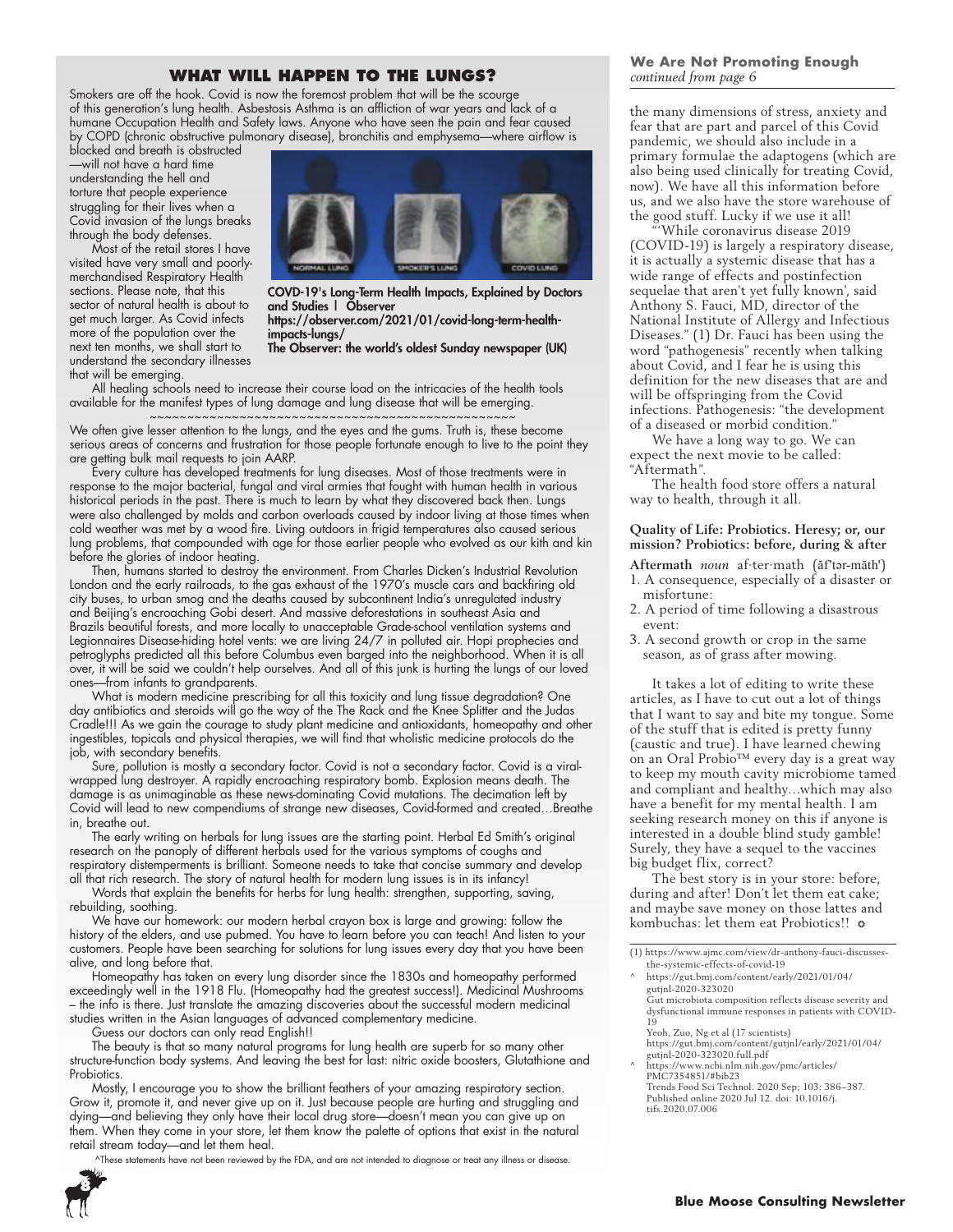## WHAT WILL HAPPEN TO THE LUNGS?

Smokers are off the hook. Covid is now the foremost problem that will be the scourge of this generation's lung health. Asbestosis Asthma is an affliction of war years and lack of a humane Occupation Health and Safety laws. Anyone who have seen the pain and fear caused by COPD (chronic obstructive pulmonary disease), bronchitis and emphysema—where airflow is blocked and breath is obstructed—will not have a hard time understanding the hell and torture that people experience struggling for their lives when a Covid invasion of the lungs breaks through the body defenses.

Most of the retail stores I have visited have very small and poorly-merchandised Respiratory Health sections. Please note, that this sector of natural health is about to get much larger. As Covid infects more of the population over the next ten months, we shall start to understand the secondary illnesses that will be emerging.

NORMAL LUNG SMOKER'S LUNG COVID LUNG

**COVD-19's Long-Term Health Impacts, Explained by Doctors and Studies | Observer**
**https://observer.com/2021/01/covid-long-term-health-impacts-lungs/**
**The Observer: the world's oldest Sunday newspaper (UK)**

All healing schools need to increase their course load on the intricacies of the health tools available for the manifest types of lung damage and lung disease that will be emerging.

~~~~~~~~~~~~~~~~~~~~~~~~~~~~~~~~~~~~~~~~~~~~~~~~~~

We often give lesser attention to the lungs, and the eyes and the gums. Truth is, these become serious areas of concerns and frustration for those people fortunate enough to live to the point they are getting bulk mail requests to join AARP.

Every culture has developed treatments for lung diseases. Most of those treatments were in response to the major bacterial, fungal and viral armies that fought with human health in various historical periods in the past. There is much to learn by what they discovered back then. Lungs were also challenged by molds and carbon overloads caused by indoor living at those times when cold weather was met by a wood fire. Living outdoors in frigid temperatures also caused serious lung problems, that compounded with age for those earlier people who evolved as our kith and kin before the glories of indoor heating.

Then, humans started to destroy the environment. From Charles Dicken's Industrial Revolution London and the early railroads, to the gas exhaust of the 1970's muscle cars and backfiring old city buses, to urban smog and the deaths caused by subcontinent India's unregulated industry and Beijing's encroaching Gobi desert. And massive deforestations in southeast Asia and Brazils beautiful forests, and more locally to unacceptable Grade-school ventilation systems and Legionnaires Disease-hiding hotel vents: we are living 24/7 in polluted air. Hopi prophecies and petroglyphs predicted all this before Columbus even barged into the neighborhood. When it is all over, it will be said we couldn't help ourselves. And all of this junk is hurting the lungs of our loved ones—from infants to grandparents.

What is modern medicine prescribing for all this toxicity and lung tissue degradation? One day antibiotics and steroids will go the way of the The Rack and the Knee Splitter and the Judas Cradle!!! As we gain the courage to study plant medicine and antioxidants, homeopathy and other ingestibles, topicals and physical therapies, we will find that wholistic medicine protocols do the job, with secondary benefits.

Sure, pollution is mostly a secondary factor. Covid is not a secondary factor. Covid is a viral-wrapped lung destroyer. A rapidly encroaching respiratory bomb. Explosion means death. The damage is as unimaginable as these news-dominating Covid mutations. The decimation left by Covid will lead to new compendiums of strange new diseases, Covid-formed and created…Breathe in, breathe out.

The early writing on herbals for lung issues are the starting point. Herbal Ed Smith's original research on the panoply of different herbals used for the various symptoms of coughs and respiratory distemperments is brilliant. Someone needs to take that concise summary and develop all that rich research. The story of natural health for modern lung issues is in its infancy!

Words that explain the benefits for herbs for lung health: strengthen, supporting, saving, rebuilding, soothing.

We have our homework: our modern herbal crayon box is large and growing: follow the history of the elders, and use pubmed. You have to learn before you can teach! And listen to your customers. People have been searching for solutions for lung issues every day that you have been alive, and long before that.

Homeopathy has taken on every lung disorder since the 1830s and homeopathy performed exceedingly well in the 1918 Flu. (Homeopathy had the greatest success!). Medicinal Mushrooms – the info is there. Just translate the amazing discoveries about the successful modern medicinal studies written in the Asian languages of advanced complementary medicine.

Guess our doctors can only read English!!

The beauty is that so many natural programs for lung health are superb for so many other structure-function body systems. And leaving the best for last: nitric oxide boosters, Glutathione and Probiotics.

Mostly, I encourage you to show the brilliant feathers of your amazing respiratory section. Grow it, promote it, and never give up on it. Just because people are hurting and struggling and dying—and believing they only have their local drug store—doesn't mean you can give up on them. When they come in your store, let them know the palette of options that exist in the natural retail stream today—and let them heal.

^These statements have not been reviewed by the FDA, and are not intended to diagnose or treat any illness or disease.

### We Are Not Promoting Enough
*continued from page 6*

the many dimensions of stress, anxiety and fear that are part and parcel of this Covid pandemic, we should also include in a primary formulae the adaptogens (which are also being used clinically for treating Covid, now). We have all this information before us, and we also have the store warehouse of the good stuff. Lucky if we use it all!

"'While coronavirus disease 2019 (COVID-19) is largely a respiratory disease, it is actually a systemic disease that has a wide range of effects and postinfection sequelae that aren't yet fully known', said Anthony S. Fauci, MD, director of the National Institute of Allergy and Infectious Diseases." (1) Dr. Fauci has been using the word "pathogenesis" recently when talking about Covid, and I fear he is using this definition for the new diseases that are and will be offspringing from the Covid infections. Pathogenesis: "the development of a diseased or morbid condition."

We have a long way to go. We can expect the next movie to be called: "Aftermath".

The health food store offers a natural way to health, through it all.

**Quality of Life: Probiotics. Heresy; or, our mission? Probiotics: before, during & after**

**Aftermath** *noun* af·ter·math (ăf'tər-măth')

1. A consequence, especially of a disaster or misfortune:
2. A period of time following a disastrous event:
3. A second growth or crop in the same season, as of grass after mowing.

It takes a lot of editing to write these articles, as I have to cut out a lot of things that I want to say and bite my tongue. Some of the stuff that is edited is pretty funny (caustic and true). I have learned chewing on an Oral Probio™ every day is a great way to keep my mouth cavity microbiome tamed and compliant and healthy…which may also have a benefit for my mental health. I am seeking research money on this if anyone is interested in a double blind study gamble! Surely, they have a sequel to the vaccines big budget flix, correct?

The best story is in your store: before, during and after! Don't let them eat cake; and maybe save money on those lattes and kombuchas: let them eat Probiotics!!

(1) https://www.ajmc.com/view/dr-anthony-fauci-discusses-the-systemic-effects-of-covid-19

^ https://gut.bmj.com/content/early/2021/01/04/gutjnl-2020-323020
Gut microbiota composition reflects disease severity and dysfunctional immune responses in patients with COVID-19
Yeoh, Zuo, Ng et al (17 scientists)
https://gut.bmj.com/content/gutjnl/early/2021/01/04/gutjnl-2020-323020.full.pdf

^ https://www.ncbi.nlm.nih.gov/pmc/articles/PMC7354851/#bib23
Trends Food Sci Technol. 2020 Sep; 103: 386–387.
Published online 2020 Jul 12. doi: 10.1016/j.tifs.2020.07.006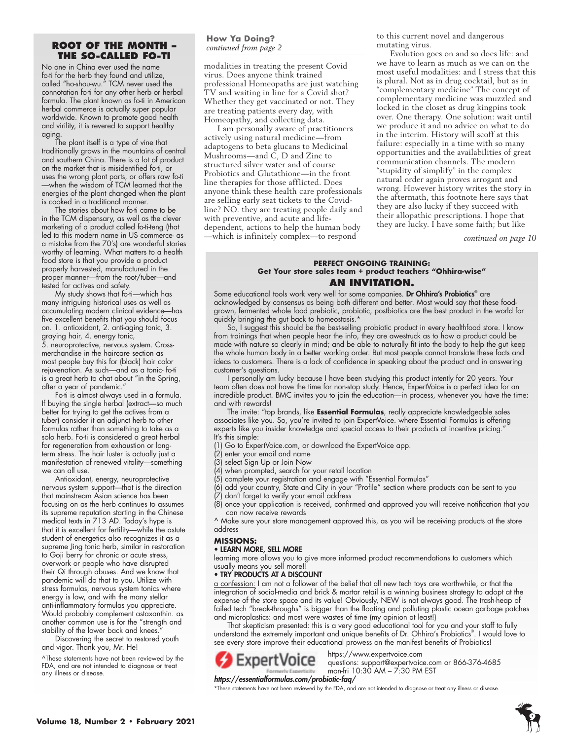## ROOT OF THE MONTH – THE SO-CALLED FO-TI

No one in China ever used the name fo-ti for the herb they found and utilize, called "ho-shou-wu." TCM never used the connotation fo-ti for any other herb or herbal formula. The plant known as fo-ti in American herbal commerce is actually super popular worldwide. Known to promote good health and virility, it is revered to support healthy aging.

The plant itself is a type of vine that traditionally grows in the mountains of central and southern China. There is a lot of product on the market that is misidentified fo-ti, or uses the wrong plant parts, or offers raw fo-ti—when the wisdom of TCM learned that the energies of the plant changed when the plant is cooked in a traditional manner.

The stories about how fo-ti came to be in the TCM dispensary, as well as the clever marketing of a product called fo-ti-teng (that led to this modern name in US commerce- as a mistake from the 70's) are wonderful stories worthy of learning. What matters to a health food store is that you provide a product properly harvested, manufactured in the proper manner—from the root/tuber—and tested for actives and safety.

My study shows that fo-ti—which has many intriguing historical uses as well as accumulating modern clinical evidence—has five excellent benefits that you should focus on. 1. antioxidant, 2. anti-aging tonic, 3. graying hair, 4. energy tonic, 5. neuroprotective, nervous system. Cross-merchandise in the haircare section as most people buy this for (black) hair color rejuvenation. As such—and as a tonic- fo-ti is a great herb to chat about "in the Spring, after a year of pandemic."

Fo-ti is almost always used in a formula. If buying the single herbal (extract—so much better for trying to get the actives from a tuber) consider it an adjunct herb to other formulas rather than something to take as a solo herb. Fo-ti is considered a great herbal for regeneration from exhaustion or long-term stress. The hair luster is actually just a manifestation of renewed vitality—something we can all use.

Antioxidant, energy, neuroprotective nervous system support—that is the direction that mainstream Asian science has been focusing on as the herb continues to assumes its supreme reputation starting in the Chinese medical texts in 713 AD. Today's hype is that it is excellent for fertility—while the astute student of energetics also recognizes it as a supreme Jing tonic herb, similar in restoration to Goji berry for chronic or acute stress, overwork or people who have disrupted their Qi through abuses. And we know that pandemic will do that to you. Utilize with stress formulas, nervous system tonics where energy is low, and with the many stellar anti-inflammatory formulas you appreciate. Would probably complement astaxanthin. as another common use is for the "strength and stability of the lower back and knees."

Discovering the secret to restored youth and vigor. Thank you, Mr. He!

^These statements have not been reviewed by the FDA, and are not intended to diagnose or treat any illness or disease.

### How Ya Doing?
*continued from page 2*

modalities in treating the present Covid virus. Does anyone think trained professional Homeopaths are just watching TV and waiting in line for a Covid shot? Whether they get vaccinated or not. They are treating patients every day, with Homeopathy, and collecting data.

I am personally aware of practitioners actively using natural medicine—from adaptogens to beta glucans to Medicinal Mushrooms—and C, D and Zinc to structured silver water and of course Probiotics and Glutathione—in the front line therapies for those afflicted. Does anyone think these health care professionals are selling early seat tickets to the Covid-line? NO. they are treating people daily and with preventive, and acute and life-dependent, actions to help the human body—which is infinitely complex—to respond to this current novel and dangerous mutating virus.

Evolution goes on and so does life: and we have to learn as much as we can on the most useful modalities: and I stress that this is plural. Not as in drug cocktail, but as in "complementary medicine" The concept of complementary medicine was muzzled and locked in the closet as drug kingpins took over. One therapy. One solution: wait until we produce it and no advice on what to do in the interim. History will scoff at this failure: especially in a time with so many opportunities and the availabilities of great communication channels. The modern "stupidity of simplify" in the complex natural order again proves arrogant and wrong. However history writes the story in the aftermath, this footnote here says that they are also lucky if they succeed with their allopathic prescriptions. I hope that they are lucky. I have some faith; but like

*continued on page 10*

---

**PERFECT ONGOING TRAINING:**
**Get Your store sales team + product teachers "Ohhira-wise"**

## AN INVITATION.

Some educational tools work very well for some companies. **Dr Ohhira's Probiotics®** are acknowledged by consensus as being both different and better. Most would say that these food-grown, fermented whole food prebiotic, probiotic, postbiotics are the best product in the world for quickly bringing the gut back to homeostasis.*

So, I suggest this should be the best-selling probiotic product in every healthfood store. I know from trainings that when people hear the info, they are awestruck as to how a product could be made with nature so clearly in mind; and be able to naturally fit into the body to help the gut keep the whole human body in a better working order. But most people cannot translate these facts and ideas to customers. There is a lack of confidence in speaking about the product and in answering customer's questions.

I personally am lucky because I have been studying this product intently for 20 years. Your team often does not have the time for non-stop study. Hence, ExpertVoice is a perfect idea for an incredible product. BMC invites you to join the education—in process, whenever you have the time: and with rewards!

The invite: "top brands, like **Essential Formulas**, really appreciate knowledgeable sales associates like you. So, you're invited to join ExpertVoice. where Essential Formulas is offering experts like you insider knowledge and special access to their products at incentive pricing." It's this simple:

(1) Go to ExpertVoice.com, or download the ExpertVoice app.
(2) enter your email and name
(3) select Sign Up or Join Now
(4) when prompted, search for your retail location
(5) complete your registration and engage with "Essential Formulas"
(6) add your country, State and City in your "Profile" section where products can be sent to you
(7) don't forget to verify your email address
(8) once your application is received, confirmed and approved you will receive notification that you can now receive rewards

^ Make sure your store management approved this, as you will be receiving products at the store address

### MISSIONS:

**• LEARN MORE, SELL MORE**

learning more allows you to give more informed product recommendations to customers which usually means you sell more!!

**• TRY PRODUCTS AT A DISCOUNT**

a confession: I am not a follower of the belief that all new tech toys are worthwhile, or that the integration of social-media and brick & mortar retail is a winning business strategy to adopt at the expense of the store space and its value! Obviously, NEW is not always good. The trash-heap of failed tech "break-throughs" is bigger than the floating and polluting plastic ocean garbage patches and microplastics: and most were wastes of time (my opinion at least!)

That skepticism presented: this is a very good educational tool for you and your staff to fully understand the extremely important and unique benefits of Dr. Ohhira's Probiotics®. I would love to see every store improve their educational prowess on the manifest benefits of Probiotics!

ExpertVoice (Formerly Experticity)

https://www.expertvoice.com
questions: support@expertvoice.com or 866-376-4685
mon-fri 10:30 AM – 7:30 PM EST

***https://essentialformulas.com/probiotic-faq/***

*These statements have not been reviewed by the FDA, and are not intended to diagnose or treat any illness or disease.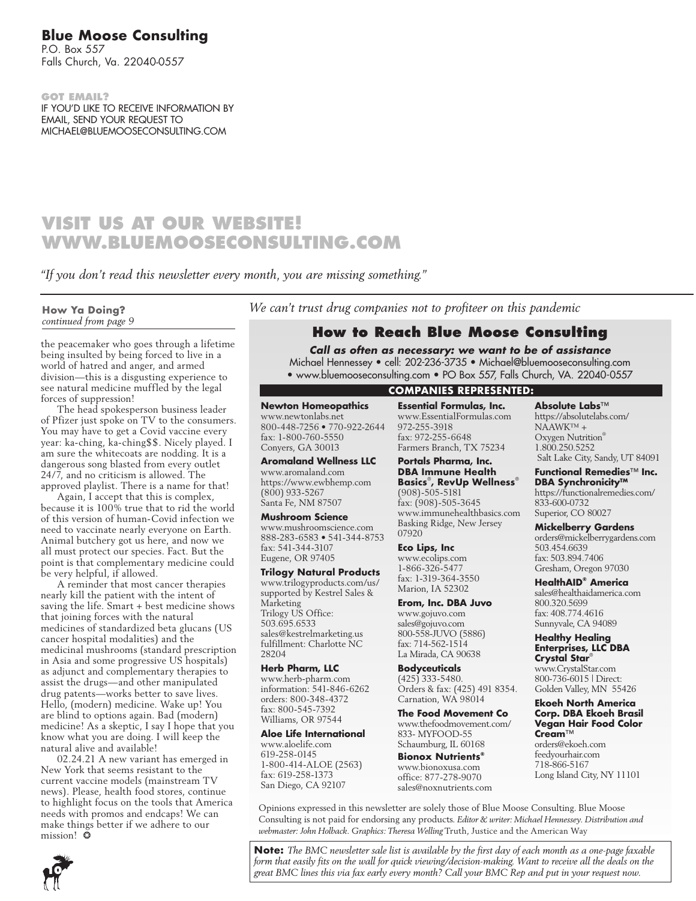## Blue Moose Consulting

P.O. Box 557
Falls Church, Va. 22040-0557

**GOT EMAIL?**
IF YOU'D LIKE TO RECEIVE INFORMATION BY EMAIL, SEND YOUR REQUEST TO MICHAEL@BLUEMOOSECONSULTING.COM

# VISIT US AT OUR WEBSITE! WWW.BLUEMOOSECONSULTING.COM

*"If you don't read this newsletter every month, you are missing something."*

**How Ya Doing?**
*continued from page 9*

*We can't trust drug companies not to profiteer on this pandemic*

the peacemaker who goes through a lifetime being insulted by being forced to live in a world of hatred and anger, and armed division—this is a disgusting experience to see natural medicine muffled by the legal forces of suppression!

The head spokesperson business leader of Pfizer just spoke on TV to the consumers. You may have to get a Covid vaccine every year: ka-ching, ka-ching$$. Nicely played. I am sure the whitecoats are nodding. It is a dangerous song blasted from every outlet 24/7, and no criticism is allowed. The approved playlist. There is a name for that!

Again, I accept that this is complex, because it is 100% true that to rid the world of this version of human-Covid infection we need to vaccinate nearly everyone on Earth. Animal butchery got us here, and now we all must protect our species. Fact. But the point is that complementary medicine could be very helpful, if allowed.

A reminder that most cancer therapies nearly kill the patient with the intent of saving the life. Smart + best medicine shows that joining forces with the natural medicines of standardized beta glucans (US cancer hospital modalities) and the medicinal mushrooms (standard prescription in Asia and some progressive US hospitals) as adjunct and complementary therapies to assist the drugs—and other manipulated drug patents—works better to save lives. Hello, (modern) medicine. Wake up! You are blind to options again. Bad (modern) medicine! As a skeptic, I say I hope that you know what you are doing. I will keep the natural alive and available!

02.24.21 A new variant has emerged in New York that seems resistant to the current vaccine models (mainstream TV news). Please, health food stores, continue to highlight focus on the tools that America needs with promos and endcaps! We can make things better if we adhere to our mission! ✪

## How to Reach Blue Moose Consulting

***Call as often as necessary: we want to be of assistance***
Michael Hennessey • cell: 202-236-3735 • Michael@bluemooseconsulting.com • www.bluemooseconsulting.com • PO Box 557, Falls Church, VA. 22040-0557

### COMPANIES REPRESENTED:

**Newton Homeopathics**
www.newtonlabs.net
800-448-7256 • 770-922-2644
fax: 1-800-760-5550
Conyers, GA 30013

**Aromaland Wellness LLC**
www.aromaland.com
https://www.ewbhemp.com
(800) 933-5267
Santa Fe, NM 87507

**Mushroom Science**
www.mushroomscience.com
888-283-6583 • 541-344-8753
fax: 541-344-3107
Eugene, OR 97405

**Trilogy Natural Products**
www.trilogyproducts.com/us/
supported by Kestrel Sales & Marketing
Trilogy US Office: 503.695.6533
sales@kestrelmarketing.us
fulfillment: Charlotte NC 28204

**Herb Pharm, LLC**
www.herb-pharm.com
information: 541-846-6262
orders: 800-348-4372
fax: 800-545-7392
Williams, OR 97544

**Aloe Life International**
www.aloelife.com
619-258-0145
1-800-414-ALOE (2563)
fax: 619-258-1373
San Diego, CA 92107

**Essential Formulas, Inc.**
www.EssentialFormulas.com
972-255-3918
fax: 972-255-6648
Farmers Branch, TX 75234

**Portals Pharma, Inc. DBA Immune Health Basics®, RevUp Wellness®**
(908)-505-5181
fax: (908)-505-3645
www.immunehealthbasics.com
Basking Ridge, New Jersey 07920

**Eco Lips, Inc**
www.ecolips.com
1-866-326-5477
fax: 1-319-364-3550
Marion, IA 52302

**Erom, Inc. DBA Juvo**
www.gojuvo.com
sales@gojuvo.com
800-558-JUVO (5886)
fax: 714-562-1514
La Mirada, CA 90638

**Bodyceuticals**
(425) 333-5480.
Orders & fax: (425) 491 8354.
Carnation, WA 98014

**The Food Movement Co**
www.thefoodmovement.com/
833- MYFOOD-55
Schaumburg, IL 60168

**Bionox Nutrients®**
www.bionoxusa.com
office: 877-278-9070
sales@noxnutrients.com

**Absolute Labs™**
https://absolutelabs.com/
NAAWK™ + Oxygen Nutrition®
1.800.250.5252
Salt Lake City, Sandy, UT 84091

**Functional Remedies™ Inc. DBA Synchronicity™**
https://functionalremedies.com/
833-600-0732
Superior, CO 80027

**Mickelberry Gardens**
orders@mickelberrygardens.com
503.454.6639
fax: 503.894.7406
Gresham, Oregon 97030

**HealthAID® America**
sales@healthaidamerica.com
800.320.5699
fax: 408.774.4616
Sunnyvale, CA 94089

**Healthy Healing Enterprises, LLC DBA Crystal Star®**
www.CrystalStar.com
800-736-6015 | Direct: Golden Valley, MN 55426

**Ekoeh North America Corp. DBA Ekoeh Brasil Vegan Hair Food Color Cream™**
orders@ekoeh.com
feedyourhair.com
718-866-5167
Long Island City, NY 11101

Opinions expressed in this newsletter are solely those of Blue Moose Consulting. Blue Moose Consulting is not paid for endorsing any products. *Editor & writer: Michael Hennessey. Distribution and webmaster: John Holback. Graphics: Theresa Welling* Truth, Justice and the American Way

**Note:** *The BMC newsletter sale list is available by the first day of each month as a one-page faxable form that easily fits on the wall for quick viewing/decision-making. Want to receive all the deals on the great BMC lines this via fax early every month? Call your BMC Rep and put in your request now.*